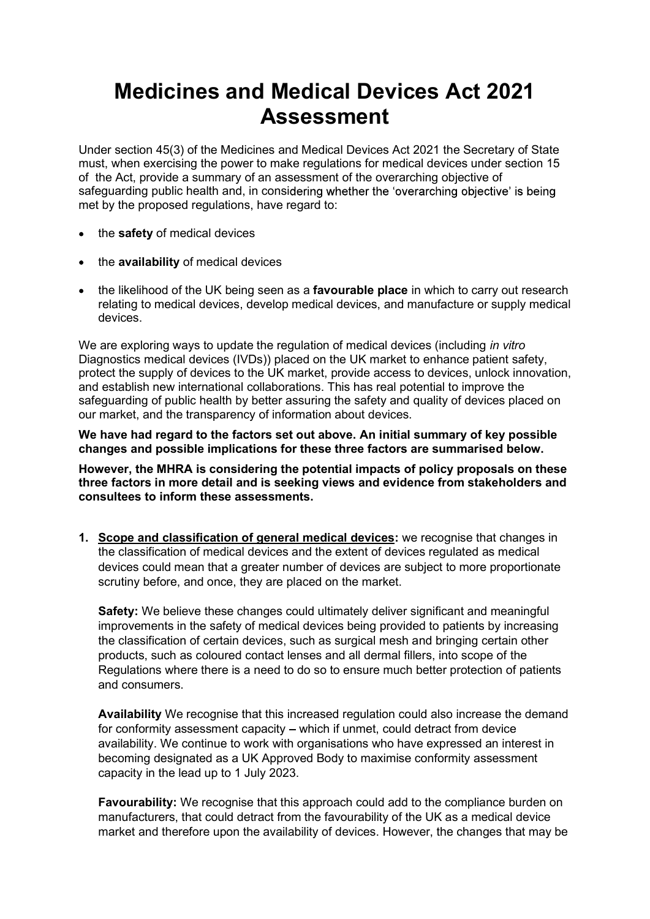# Medicines and Medical Devices Act 2021 Assessment

Under section 45(3) of the Medicines and Medical Devices Act 2021 the Secretary of State must, when exercising the power to make regulations for medical devices under section 15 of the Act, provide a summary of an assessment of the overarching objective of safeguarding public health and, in considering whether the 'overarching objective' is being met by the proposed regulations, have regard to:

- the **safety** of medical devices
- the **availability** of medical devices
- the likelihood of the UK being seen as a **favourable place** in which to carry out research relating to medical devices, develop medical devices, and manufacture or supply medical devices.

We are exploring ways to update the regulation of medical devices (including *in vitro* Diagnostics medical devices (IVDs)) placed on the UK market to enhance patient safety, protect the supply of devices to the UK market, provide access to devices, unlock innovation, and establish new international collaborations. This has real potential to improve the safeguarding of public health by better assuring the safety and quality of devices placed on our market, and the transparency of information about devices.

**We have had regard to the factors set out above. An initial summary of key possible changes and possible implications for these three factors are summarised below.**

**However, the MHRA is considering the potential impacts of policy proposals on these three factors in more detail and is seeking views and evidence from stakeholders and consultees to inform these assessments.**

1. **<u>Scope and classification of general medical devices</u>:** we recognise that changes in the classification of medical devices and the extent of devices regulated as medical devices could mean that a greater number of devices are subject to more proportionate scrutiny before, and once, they are placed on the market.

   **Safety:** We believe these changes could ultimately deliver significant and meaningful improvements in the safety of medical devices being provided to patients by increasing the classification of certain devices, such as surgical mesh and bringing certain other products, such as coloured contact lenses and all dermal fillers, into scope of the Regulations where there is a need to do so to ensure much better protection of patients and consumers.

   **Availability** We recognise that this increased regulation could also increase the demand for conformity assessment capacity – which if unmet, could detract from device availability. We continue to work with organisations who have expressed an interest in becoming designated as a UK Approved Body to maximise conformity assessment capacity in the lead up to 1 July 2023.

   **Favourability:** We recognise that this approach could add to the compliance burden on manufacturers, that could detract from the favourability of the UK as a medical device market and therefore upon the availability of devices. However, the changes that may be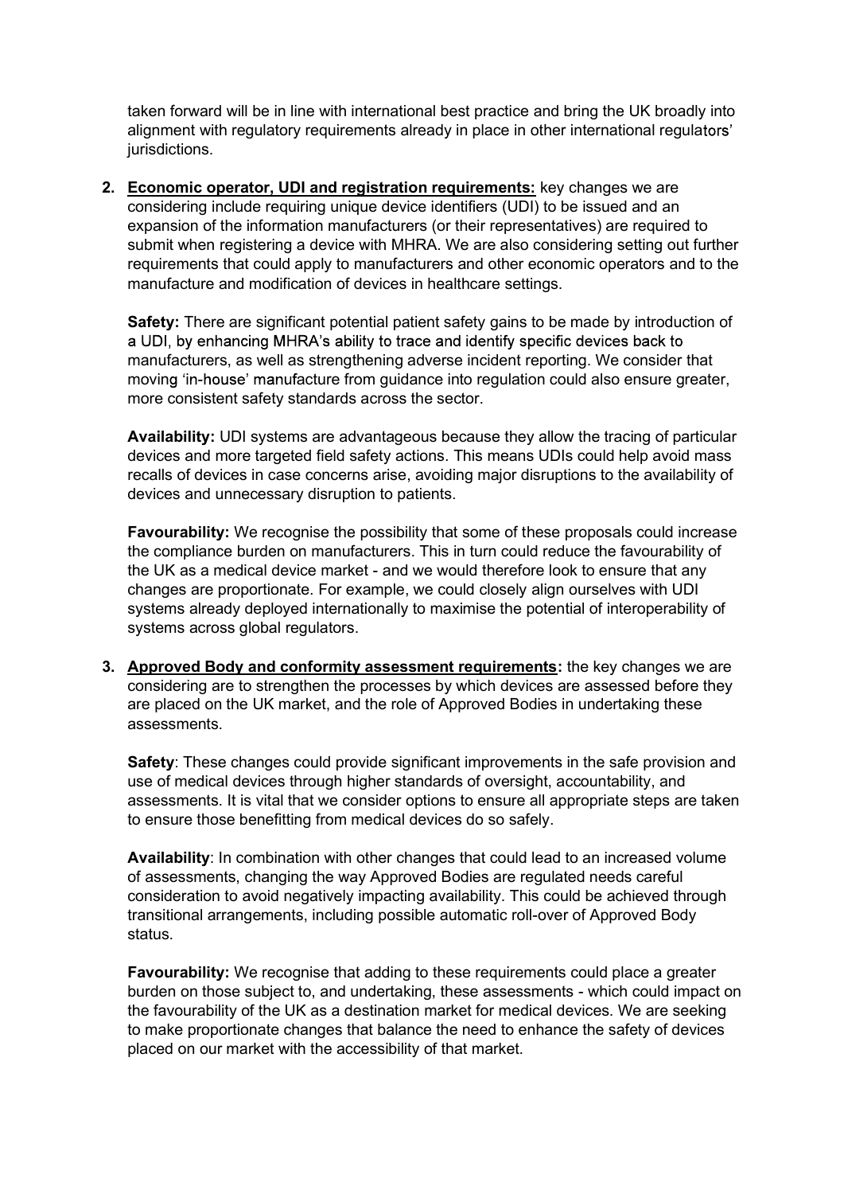taken forward will be in line with international best practice and bring the UK broadly into alignment with regulatory requirements already in place in other international regulators' jurisdictions.

2. **Economic operator, UDI and registration requirements:** key changes we are considering include requiring unique device identifiers (UDI) to be issued and an expansion of the information manufacturers (or their representatives) are required to submit when registering a device with MHRA. We are also considering setting out further requirements that could apply to manufacturers and other economic operators and to the manufacture and modification of devices in healthcare settings.

   **Safety:** There are significant potential patient safety gains to be made by introduction of a UDI, by enhancing MHRA's ability to trace and identify specific devices back to manufacturers, as well as strengthening adverse incident reporting. We consider that moving 'in-house' manufacture from guidance into regulation could also ensure greater, more consistent safety standards across the sector.

   **Availability:** UDI systems are advantageous because they allow the tracing of particular devices and more targeted field safety actions. This means UDIs could help avoid mass recalls of devices in case concerns arise, avoiding major disruptions to the availability of devices and unnecessary disruption to patients.

   **Favourability:** We recognise the possibility that some of these proposals could increase the compliance burden on manufacturers. This in turn could reduce the favourability of the UK as a medical device market - and we would therefore look to ensure that any changes are proportionate. For example, we could closely align ourselves with UDI systems already deployed internationally to maximise the potential of interoperability of systems across global regulators.

3. **Approved Body and conformity assessment requirements:** the key changes we are considering are to strengthen the processes by which devices are assessed before they are placed on the UK market, and the role of Approved Bodies in undertaking these assessments.

   **Safety**: These changes could provide significant improvements in the safe provision and use of medical devices through higher standards of oversight, accountability, and assessments. It is vital that we consider options to ensure all appropriate steps are taken to ensure those benefitting from medical devices do so safely.

   **Availability**: In combination with other changes that could lead to an increased volume of assessments, changing the way Approved Bodies are regulated needs careful consideration to avoid negatively impacting availability. This could be achieved through transitional arrangements, including possible automatic roll-over of Approved Body status.

   **Favourability:** We recognise that adding to these requirements could place a greater burden on those subject to, and undertaking, these assessments - which could impact on the favourability of the UK as a destination market for medical devices. We are seeking to make proportionate changes that balance the need to enhance the safety of devices placed on our market with the accessibility of that market.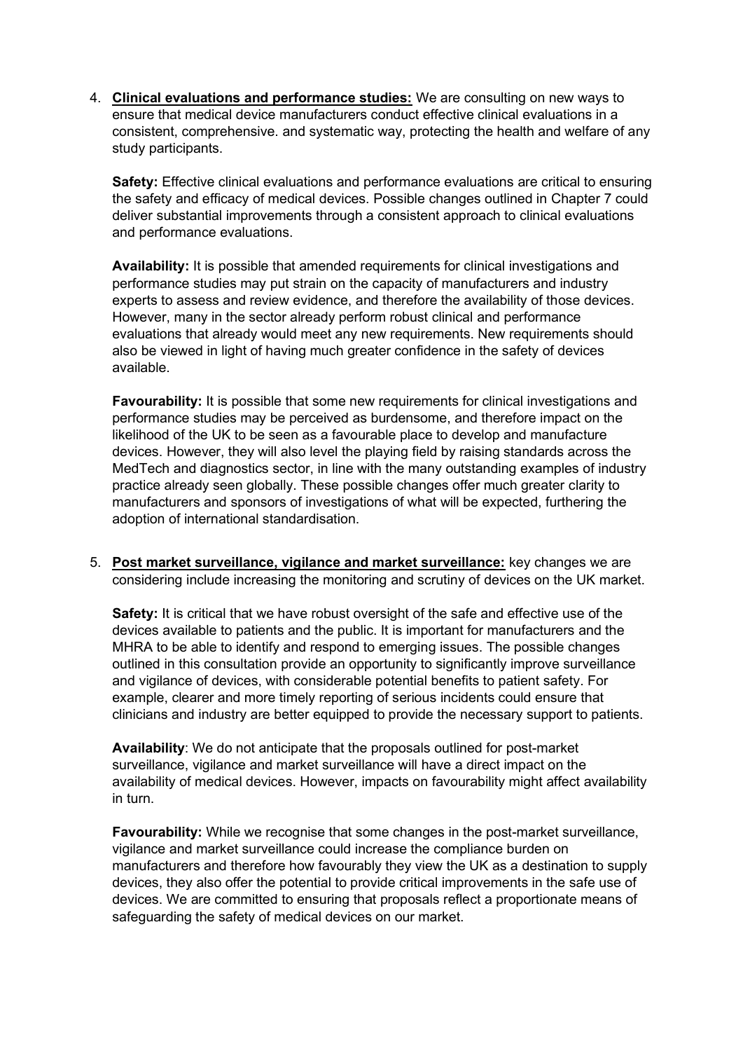4. **Clinical evaluations and performance studies:** We are consulting on new ways to ensure that medical device manufacturers conduct effective clinical evaluations in a consistent, comprehensive. and systematic way, protecting the health and welfare of any study participants.

   **Safety:** Effective clinical evaluations and performance evaluations are critical to ensuring the safety and efficacy of medical devices. Possible changes outlined in Chapter 7 could deliver substantial improvements through a consistent approach to clinical evaluations and performance evaluations.

   **Availability:** It is possible that amended requirements for clinical investigations and performance studies may put strain on the capacity of manufacturers and industry experts to assess and review evidence, and therefore the availability of those devices. However, many in the sector already perform robust clinical and performance evaluations that already would meet any new requirements. New requirements should also be viewed in light of having much greater confidence in the safety of devices available.

   **Favourability:** It is possible that some new requirements for clinical investigations and performance studies may be perceived as burdensome, and therefore impact on the likelihood of the UK to be seen as a favourable place to develop and manufacture devices. However, they will also level the playing field by raising standards across the MedTech and diagnostics sector, in line with the many outstanding examples of industry practice already seen globally. These possible changes offer much greater clarity to manufacturers and sponsors of investigations of what will be expected, furthering the adoption of international standardisation.

5. **Post market surveillance, vigilance and market surveillance:** key changes we are considering include increasing the monitoring and scrutiny of devices on the UK market.

   **Safety:** It is critical that we have robust oversight of the safe and effective use of the devices available to patients and the public. It is important for manufacturers and the MHRA to be able to identify and respond to emerging issues. The possible changes outlined in this consultation provide an opportunity to significantly improve surveillance and vigilance of devices, with considerable potential benefits to patient safety. For example, clearer and more timely reporting of serious incidents could ensure that clinicians and industry are better equipped to provide the necessary support to patients.

   **Availability**: We do not anticipate that the proposals outlined for post-market surveillance, vigilance and market surveillance will have a direct impact on the availability of medical devices. However, impacts on favourability might affect availability in turn.

   **Favourability:** While we recognise that some changes in the post-market surveillance, vigilance and market surveillance could increase the compliance burden on manufacturers and therefore how favourably they view the UK as a destination to supply devices, they also offer the potential to provide critical improvements in the safe use of devices. We are committed to ensuring that proposals reflect a proportionate means of safeguarding the safety of medical devices on our market.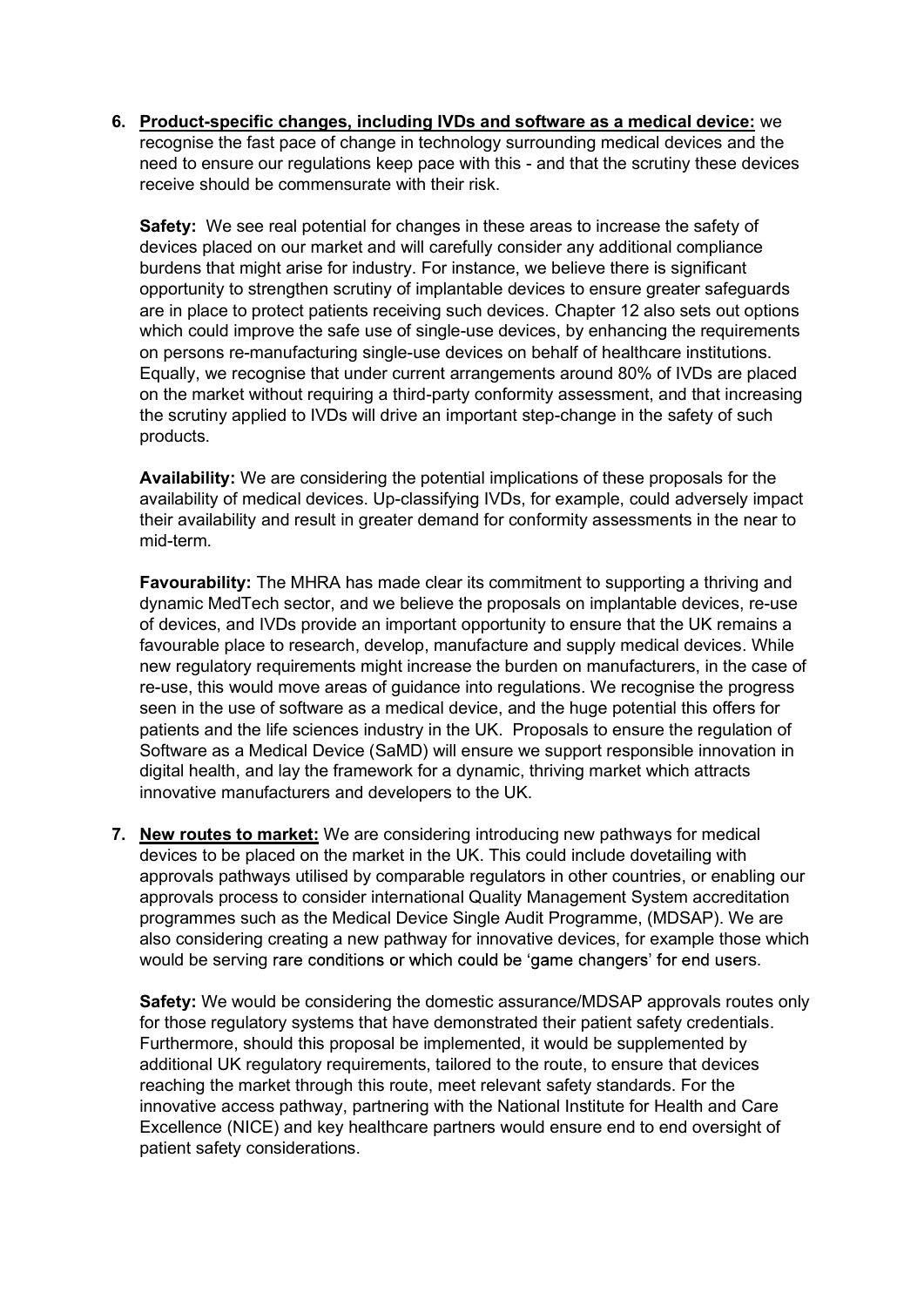6. **<u>Product-specific changes, including IVDs and software as a medical device:</u>** we recognise the fast pace of change in technology surrounding medical devices and the need to ensure our regulations keep pace with this - and that the scrutiny these devices receive should be commensurate with their risk.

   **Safety:** We see real potential for changes in these areas to increase the safety of devices placed on our market and will carefully consider any additional compliance burdens that might arise for industry. For instance, we believe there is significant opportunity to strengthen scrutiny of implantable devices to ensure greater safeguards are in place to protect patients receiving such devices. Chapter 12 also sets out options which could improve the safe use of single-use devices, by enhancing the requirements on persons re-manufacturing single-use devices on behalf of healthcare institutions. Equally, we recognise that under current arrangements around 80% of IVDs are placed on the market without requiring a third-party conformity assessment, and that increasing the scrutiny applied to IVDs will drive an important step-change in the safety of such products.

   **Availability:** We are considering the potential implications of these proposals for the availability of medical devices. Up-classifying IVDs, for example, could adversely impact their availability and result in greater demand for conformity assessments in the near to mid-term.

   **Favourability:** The MHRA has made clear its commitment to supporting a thriving and dynamic MedTech sector, and we believe the proposals on implantable devices, re-use of devices, and IVDs provide an important opportunity to ensure that the UK remains a favourable place to research, develop, manufacture and supply medical devices. While new regulatory requirements might increase the burden on manufacturers, in the case of re-use, this would move areas of guidance into regulations. We recognise the progress seen in the use of software as a medical device, and the huge potential this offers for patients and the life sciences industry in the UK. Proposals to ensure the regulation of Software as a Medical Device (SaMD) will ensure we support responsible innovation in digital health, and lay the framework for a dynamic, thriving market which attracts innovative manufacturers and developers to the UK.

7. **<u>New routes to market:</u>** We are considering introducing new pathways for medical devices to be placed on the market in the UK. This could include dovetailing with approvals pathways utilised by comparable regulators in other countries, or enabling our approvals process to consider international Quality Management System accreditation programmes such as the Medical Device Single Audit Programme, (MDSAP). We are also considering creating a new pathway for innovative devices, for example those which would be serving rare conditions or which could be 'game changers' for end users.

   **Safety:** We would be considering the domestic assurance/MDSAP approvals routes only for those regulatory systems that have demonstrated their patient safety credentials. Furthermore, should this proposal be implemented, it would be supplemented by additional UK regulatory requirements, tailored to the route, to ensure that devices reaching the market through this route, meet relevant safety standards. For the innovative access pathway, partnering with the National Institute for Health and Care Excellence (NICE) and key healthcare partners would ensure end to end oversight of patient safety considerations.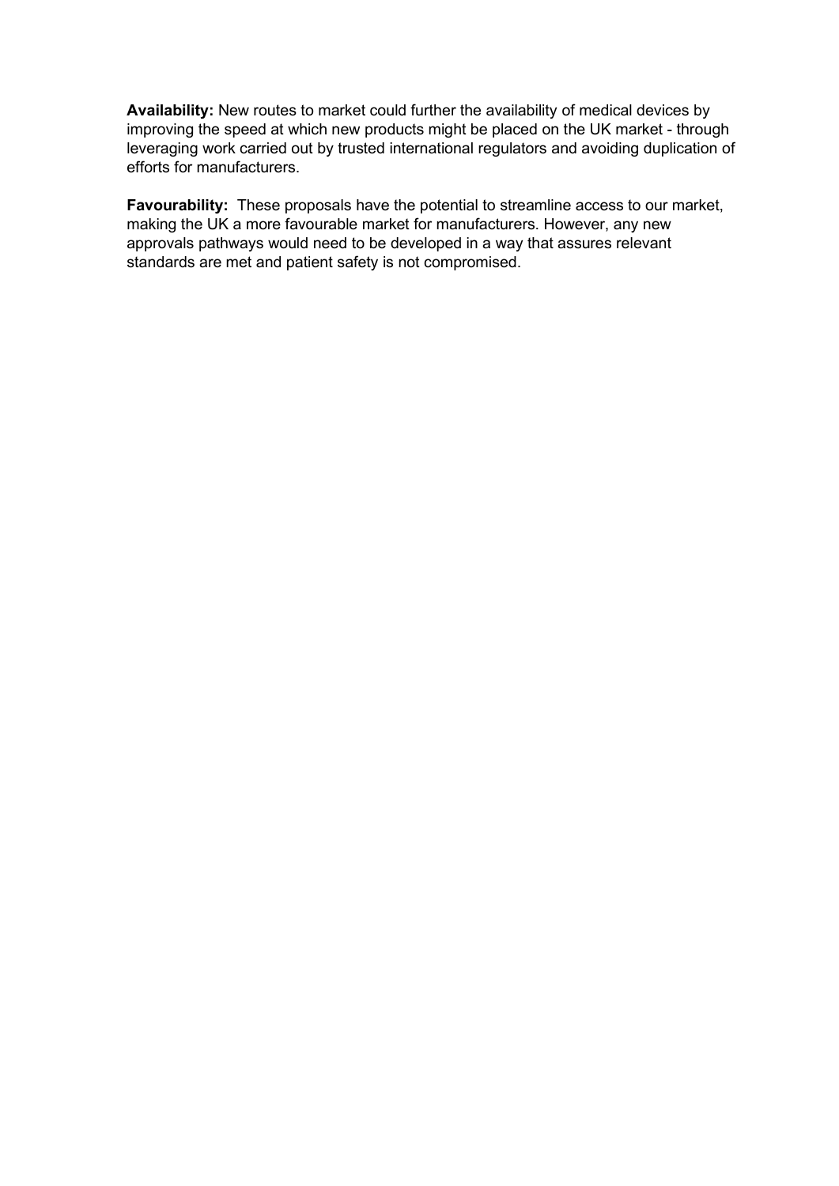**Availability:** New routes to market could further the availability of medical devices by improving the speed at which new products might be placed on the UK market - through leveraging work carried out by trusted international regulators and avoiding duplication of efforts for manufacturers.

**Favourability:** These proposals have the potential to streamline access to our market, making the UK a more favourable market for manufacturers. However, any new approvals pathways would need to be developed in a way that assures relevant standards are met and patient safety is not compromised.